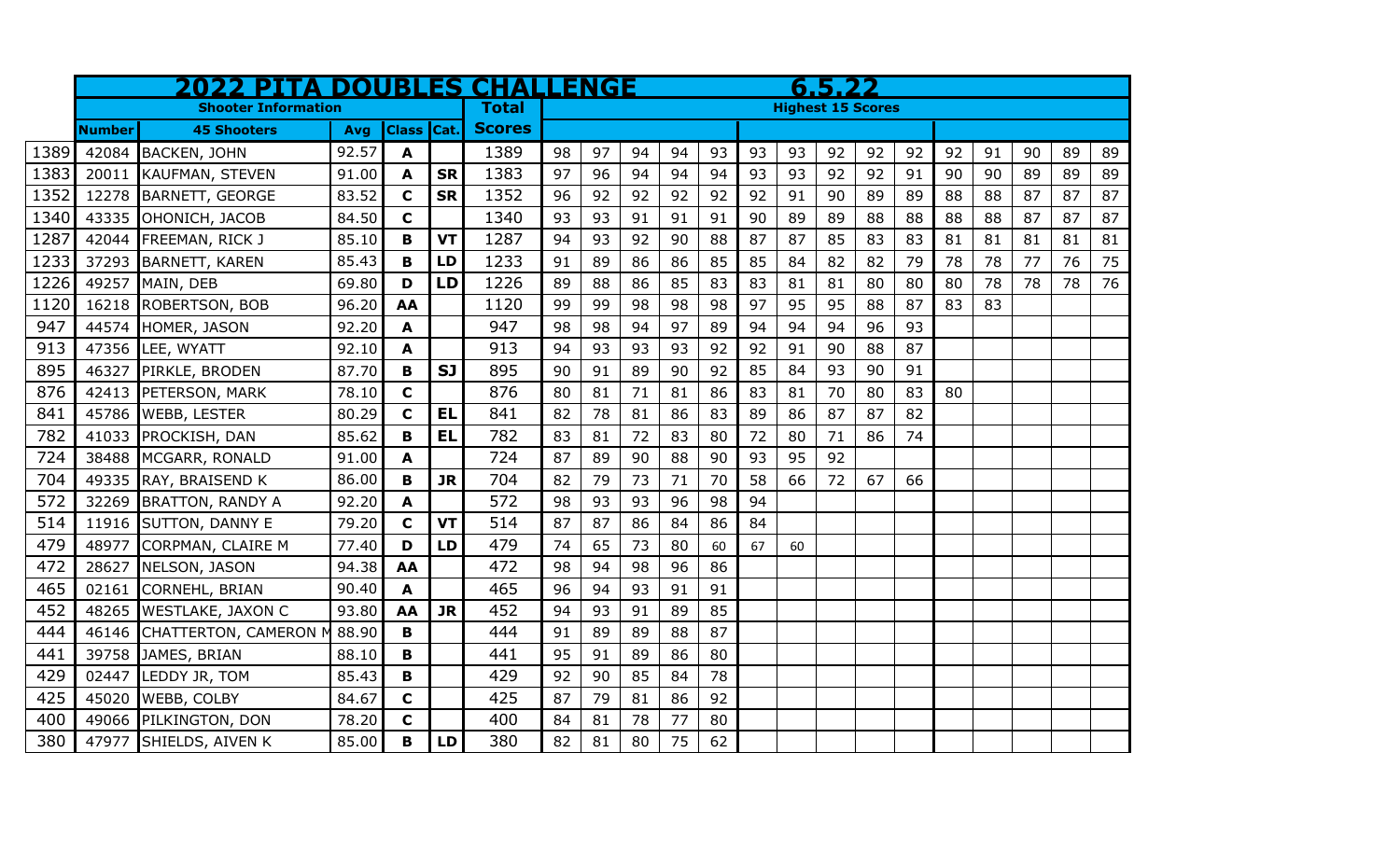| | 2022 PITA DOUBLES CHALLENGE | | | | | | | | | | | | 6.5.22 | | | | | | | | | | |
|---|---|---|---|---|---|---|---|---|---|---|---|---|---|---|---|---|---|---|---|---|---|---|---|
| | Shooter Information | | | | | Total | Highest 15 Scores | | | | | | | | | | | | | | | | |
| | Number | 45 Shooters | Avg | Class | Cat. | Scores | | | | | | | | | | | | | | | | | |
| 1389 | 42084 | BACKEN, JOHN | 92.57 | A | | 1389 | 98 | 97 | 94 | 94 | 93 | 93 | 93 | 92 | 92 | 92 | 92 | 91 | 90 | 89 | 89 |
| 1383 | 20011 | KAUFMAN, STEVEN | 91.00 | A | SR | 1383 | 97 | 96 | 94 | 94 | 94 | 93 | 93 | 92 | 92 | 91 | 90 | 90 | 89 | 89 | 89 |
| 1352 | 12278 | BARNETT, GEORGE | 83.52 | C | SR | 1352 | 96 | 92 | 92 | 92 | 92 | 92 | 91 | 90 | 89 | 89 | 88 | 88 | 87 | 87 | 87 |
| 1340 | 43335 | OHONICH, JACOB | 84.50 | C | | 1340 | 93 | 93 | 91 | 91 | 91 | 90 | 89 | 89 | 88 | 88 | 88 | 88 | 87 | 87 | 87 |
| 1287 | 42044 | FREEMAN, RICK J | 85.10 | B | VT | 1287 | 94 | 93 | 92 | 90 | 88 | 87 | 87 | 85 | 83 | 83 | 81 | 81 | 81 | 81 | 81 |
| 1233 | 37293 | BARNETT, KAREN | 85.43 | B | LD | 1233 | 91 | 89 | 86 | 86 | 85 | 85 | 84 | 82 | 82 | 79 | 78 | 78 | 77 | 76 | 75 |
| 1226 | 49257 | MAIN, DEB | 69.80 | D | LD | 1226 | 89 | 88 | 86 | 85 | 83 | 83 | 81 | 81 | 80 | 80 | 80 | 78 | 78 | 78 | 76 |
| 1120 | 16218 | ROBERTSON, BOB | 96.20 | AA | | 1120 | 99 | 99 | 98 | 98 | 98 | 97 | 95 | 95 | 88 | 87 | 83 | 83 | | | |
| 947 | 44574 | HOMER, JASON | 92.20 | A | | 947 | 98 | 98 | 94 | 97 | 89 | 94 | 94 | 94 | 96 | 93 | | | | | |
| 913 | 47356 | LEE, WYATT | 92.10 | A | | 913 | 94 | 93 | 93 | 93 | 92 | 92 | 91 | 90 | 88 | 87 | | | | | |
| 895 | 46327 | PIRKLE, BRODEN | 87.70 | B | SJ | 895 | 90 | 91 | 89 | 90 | 92 | 85 | 84 | 93 | 90 | 91 | | | | | |
| 876 | 42413 | PETERSON, MARK | 78.10 | C | | 876 | 80 | 81 | 71 | 81 | 86 | 83 | 81 | 70 | 80 | 83 | 80 | | | | |
| 841 | 45786 | WEBB, LESTER | 80.29 | C | EL | 841 | 82 | 78 | 81 | 86 | 83 | 89 | 86 | 87 | 87 | 82 | | | | | |
| 782 | 41033 | PROCKISH, DAN | 85.62 | B | EL | 782 | 83 | 81 | 72 | 83 | 80 | 72 | 80 | 71 | 86 | 74 | | | | | |
| 724 | 38488 | MCGARR, RONALD | 91.00 | A | | 724 | 87 | 89 | 90 | 88 | 90 | 93 | 95 | 92 | | | | | | | |
| 704 | 49335 | RAY, BRAISEND K | 86.00 | B | JR | 704 | 82 | 79 | 73 | 71 | 70 | 58 | 66 | 72 | 67 | 66 | | | | | |
| 572 | 32269 | BRATTON, RANDY A | 92.20 | A | | 572 | 98 | 93 | 93 | 96 | 98 | 94 | | | | | | | | | |
| 514 | 11916 | SUTTON, DANNY E | 79.20 | C | VT | 514 | 87 | 87 | 86 | 84 | 86 | 84 | | | | | | | | | |
| 479 | 48977 | CORPMAN, CLAIRE M | 77.40 | D | LD | 479 | 74 | 65 | 73 | 80 | 60 | 67 | 60 | | | | | | | | |
| 472 | 28627 | NELSON, JASON | 94.38 | AA | | 472 | 98 | 94 | 98 | 96 | 86 | | | | | | | | | | |
| 465 | 02161 | CORNEHL, BRIAN | 90.40 | A | | 465 | 96 | 94 | 93 | 91 | 91 | | | | | | | | | | |
| 452 | 48265 | WESTLAKE, JAXON C | 93.80 | AA | JR | 452 | 94 | 93 | 91 | 89 | 85 | | | | | | | | | | |
| 444 | 46146 | CHATTERTON, CAMERON M | 88.90 | B | | 444 | 91 | 89 | 89 | 88 | 87 | | | | | | | | | | |
| 441 | 39758 | JAMES, BRIAN | 88.10 | B | | 441 | 95 | 91 | 89 | 86 | 80 | | | | | | | | | | |
| 429 | 02447 | LEDDY JR, TOM | 85.43 | B | | 429 | 92 | 90 | 85 | 84 | 78 | | | | | | | | | | |
| 425 | 45020 | WEBB, COLBY | 84.67 | C | | 425 | 87 | 79 | 81 | 86 | 92 | | | | | | | | | | |
| 400 | 49066 | PILKINGTON, DON | 78.20 | C | | 400 | 84 | 81 | 78 | 77 | 80 | | | | | | | | | | |
| 380 | 47977 | SHIELDS, AIVEN K | 85.00 | B | LD | 380 | 82 | 81 | 80 | 75 | 62 | | | | | | | | | | |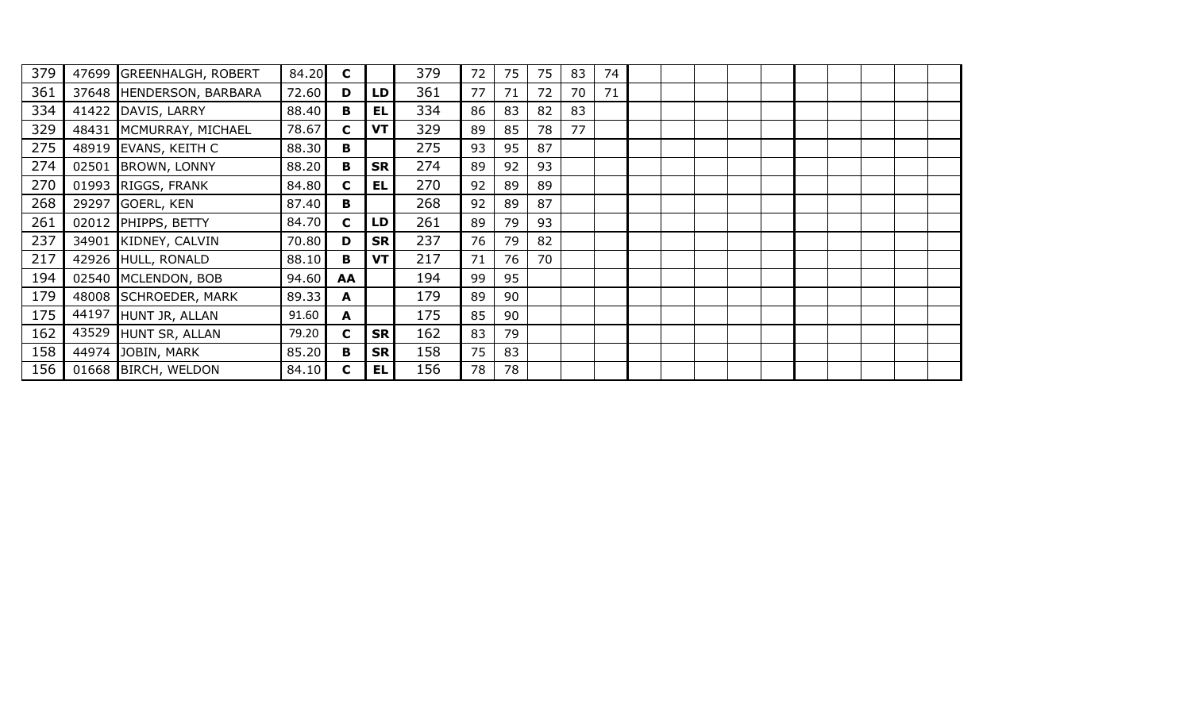| | | | | | | | | | | | | | | | | | | | | | |
|---|---|---|---|---|---|---|---|---|---|---|---|---|---|---|---|---|---|---|---|---|---|
| 379 | 47699 | GREENHALGH, ROBERT | 84.20 | **C** | | 379 | 72 | 75 | 75 | 83 | 74 | | | | | | | | | | |
| 361 | 37648 | HENDERSON, BARBARA | 72.60 | **D** | **LD** | 361 | 77 | 71 | 72 | 70 | 71 | | | | | | | | | | |
| 334 | 41422 | DAVIS, LARRY | 88.40 | **B** | **EL** | 334 | 86 | 83 | 82 | 83 | | | | | | | | | | | |
| 329 | 48431 | MCMURRAY, MICHAEL | 78.67 | **C** | **VT** | 329 | 89 | 85 | 78 | 77 | | | | | | | | | | | |
| 275 | 48919 | EVANS, KEITH C | 88.30 | **B** | | 275 | 93 | 95 | 87 | | | | | | | | | | | | |
| 274 | 02501 | BROWN, LONNY | 88.20 | **B** | **SR** | 274 | 89 | 92 | 93 | | | | | | | | | | | | |
| 270 | 01993 | RIGGS, FRANK | 84.80 | **C** | **EL** | 270 | 92 | 89 | 89 | | | | | | | | | | | | |
| 268 | 29297 | GOERL, KEN | 87.40 | **B** | | 268 | 92 | 89 | 87 | | | | | | | | | | | | |
| 261 | 02012 | PHIPPS, BETTY | 84.70 | **C** | **LD** | 261 | 89 | 79 | 93 | | | | | | | | | | | | |
| 237 | 34901 | KIDNEY, CALVIN | 70.80 | **D** | **SR** | 237 | 76 | 79 | 82 | | | | | | | | | | | | |
| 217 | 42926 | HULL, RONALD | 88.10 | **B** | **VT** | 217 | 71 | 76 | 70 | | | | | | | | | | | | |
| 194 | 02540 | MCLENDON, BOB | 94.60 | **AA** | | 194 | 99 | 95 | | | | | | | | | | | | | |
| 179 | 48008 | SCHROEDER, MARK | 89.33 | **A** | | 179 | 89 | 90 | | | | | | | | | | | | | |
| 175 | 44197 | HUNT JR, ALLAN | 91.60 | **A** | | 175 | 85 | 90 | | | | | | | | | | | | | |
| 162 | 43529 | HUNT SR, ALLAN | 79.20 | **C** | **SR** | 162 | 83 | 79 | | | | | | | | | | | | | |
| 158 | 44974 | JOBIN, MARK | 85.20 | **B** | **SR** | 158 | 75 | 83 | | | | | | | | | | | | | |
| 156 | 01668 | BIRCH, WELDON | 84.10 | **C** | **EL** | 156 | 78 | 78 | | | | | | | | | | | | | |